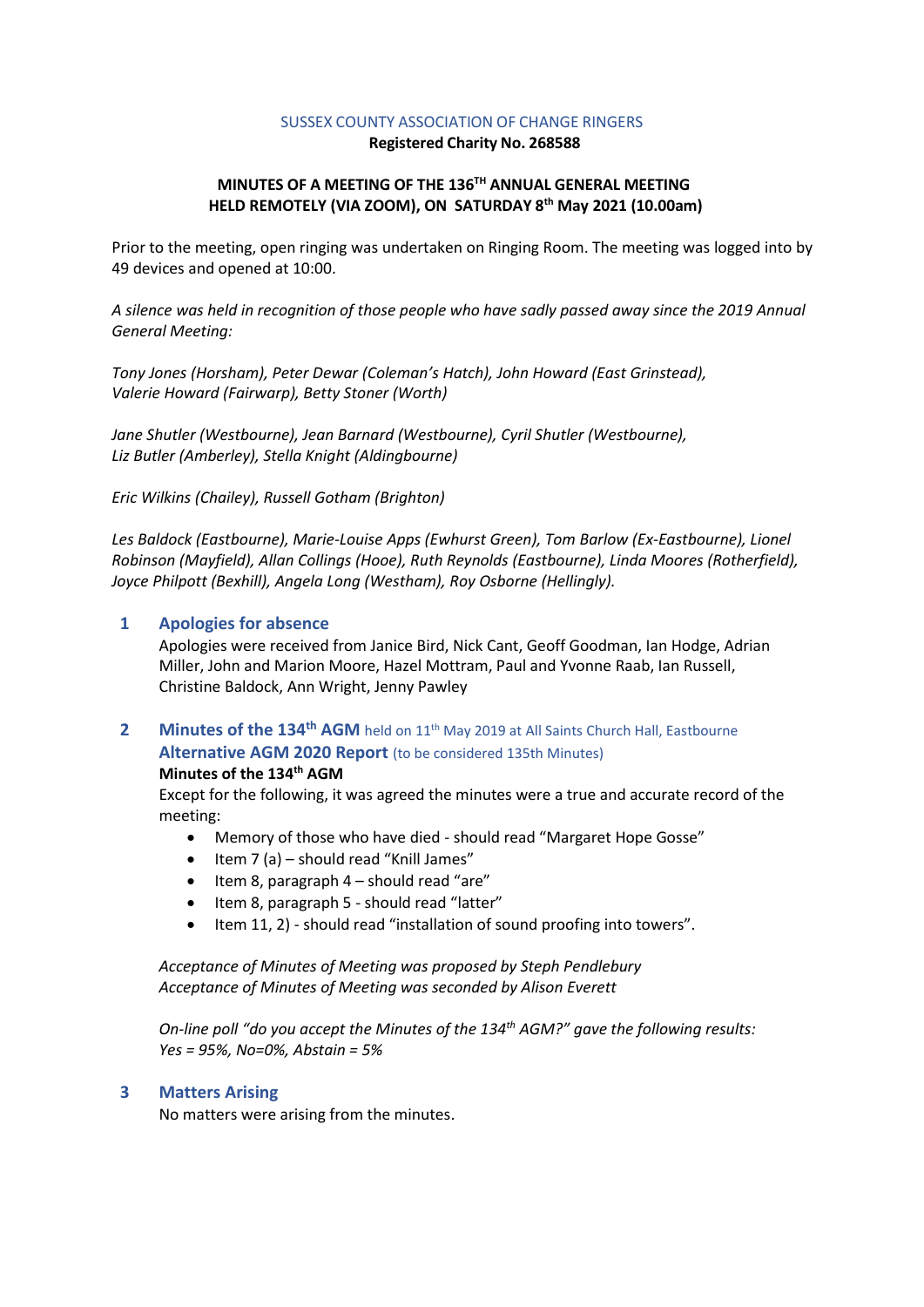SUSSEX COUNTY ASSOCIATION OF CHANGE RINGERS
**Registered Charity No. 268588**

# MINUTES OF A MEETING OF THE 136TH ANNUAL GENERAL MEETING HELD REMOTELY (VIA ZOOM), ON SATURDAY 8th May 2021 (10.00am)

Prior to the meeting, open ringing was undertaken on Ringing Room. The meeting was logged into by 49 devices and opened at 10:00.

*A silence was held in recognition of those people who have sadly passed away since the 2019 Annual General Meeting:*

*Tony Jones (Horsham), Peter Dewar (Coleman's Hatch), John Howard (East Grinstead), Valerie Howard (Fairwarp), Betty Stoner (Worth)*

*Jane Shutler (Westbourne), Jean Barnard (Westbourne), Cyril Shutler (Westbourne), Liz Butler (Amberley), Stella Knight (Aldingbourne)*

*Eric Wilkins (Chailey), Russell Gotham (Brighton)*

*Les Baldock (Eastbourne), Marie-Louise Apps (Ewhurst Green), Tom Barlow (Ex-Eastbourne), Lionel Robinson (Mayfield), Allan Collings (Hooe), Ruth Reynolds (Eastbourne), Linda Moores (Rotherfield), Joyce Philpott (Bexhill), Angela Long (Westham), Roy Osborne (Hellingly).*

## 1 Apologies for absence

Apologies were received from Janice Bird, Nick Cant, Geoff Goodman, Ian Hodge, Adrian Miller, John and Marion Moore, Hazel Mottram, Paul and Yvonne Raab, Ian Russell, Christine Baldock, Ann Wright, Jenny Pawley

## 2 Minutes of the 134th AGM held on 11th May 2019 at All Saints Church Hall, Eastbourne

## Alternative AGM 2020 Report (to be considered 135th Minutes)

**Minutes of the 134th AGM**

Except for the following, it was agreed the minutes were a true and accurate record of the meeting:

- Memory of those who have died - should read "Margaret Hope Gosse"
- Item 7 (a) – should read "Knill James"
- Item 8, paragraph 4 – should read "are"
- Item 8, paragraph 5 - should read "latter"
- Item 11, 2) - should read "installation of sound proofing into towers".

*Acceptance of Minutes of Meeting was proposed by Steph Pendlebury*
*Acceptance of Minutes of Meeting was seconded by Alison Everett*

*On-line poll "do you accept the Minutes of the 134th AGM?" gave the following results:*
*Yes = 95%, No=0%, Abstain = 5%*

## 3 Matters Arising

No matters were arising from the minutes.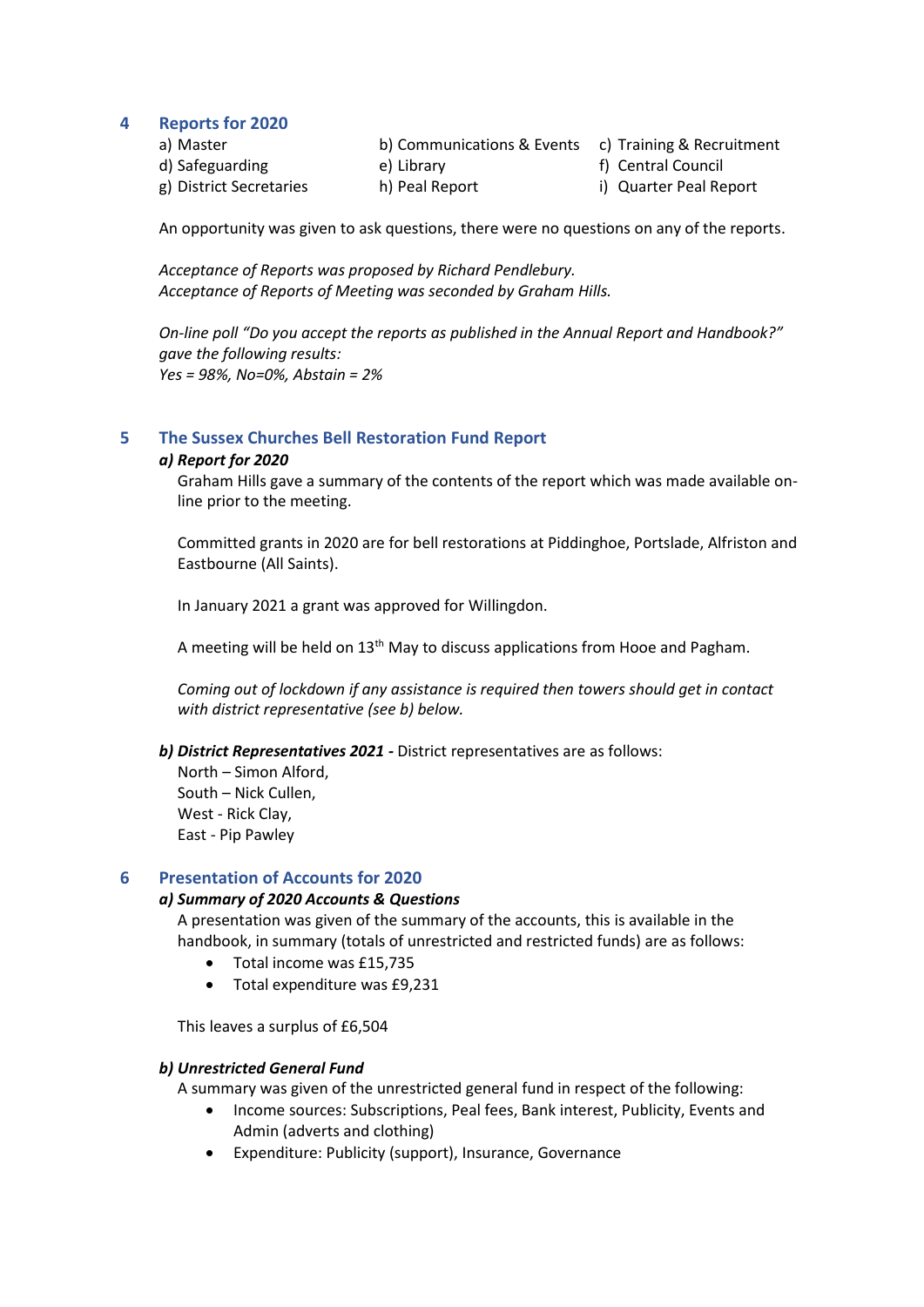## 4 Reports for 2020

a) Master
b) Communications & Events
c) Training & Recruitment
d) Safeguarding
e) Library
f) Central Council
g) District Secretaries
h) Peal Report
i) Quarter Peal Report

An opportunity was given to ask questions, there were no questions on any of the reports.

*Acceptance of Reports was proposed by Richard Pendlebury.*
*Acceptance of Reports of Meeting was seconded by Graham Hills.*

*On-line poll "Do you accept the reports as published in the Annual Report and Handbook?" gave the following results:*
*Yes = 98%, No=0%, Abstain = 2%*

## 5 The Sussex Churches Bell Restoration Fund Report

***a) Report for 2020***

Graham Hills gave a summary of the contents of the report which was made available on-line prior to the meeting.

Committed grants in 2020 are for bell restorations at Piddinghoe, Portslade, Alfriston and Eastbourne (All Saints).

In January 2021 a grant was approved for Willingdon.

A meeting will be held on 13th May to discuss applications from Hooe and Pagham.

*Coming out of lockdown if any assistance is required then towers should get in contact with district representative (see b) below.*

***b) District Representatives 2021 -*** District representatives are as follows:

North – Simon Alford,
South – Nick Cullen,
West - Rick Clay,
East - Pip Pawley

## 6 Presentation of Accounts for 2020

***a) Summary of 2020 Accounts & Questions***

A presentation was given of the summary of the accounts, this is available in the handbook, in summary (totals of unrestricted and restricted funds) are as follows:

- Total income was £15,735
- Total expenditure was £9,231

This leaves a surplus of £6,504

***b) Unrestricted General Fund***

A summary was given of the unrestricted general fund in respect of the following:

- Income sources: Subscriptions, Peal fees, Bank interest, Publicity, Events and Admin (adverts and clothing)
- Expenditure: Publicity (support), Insurance, Governance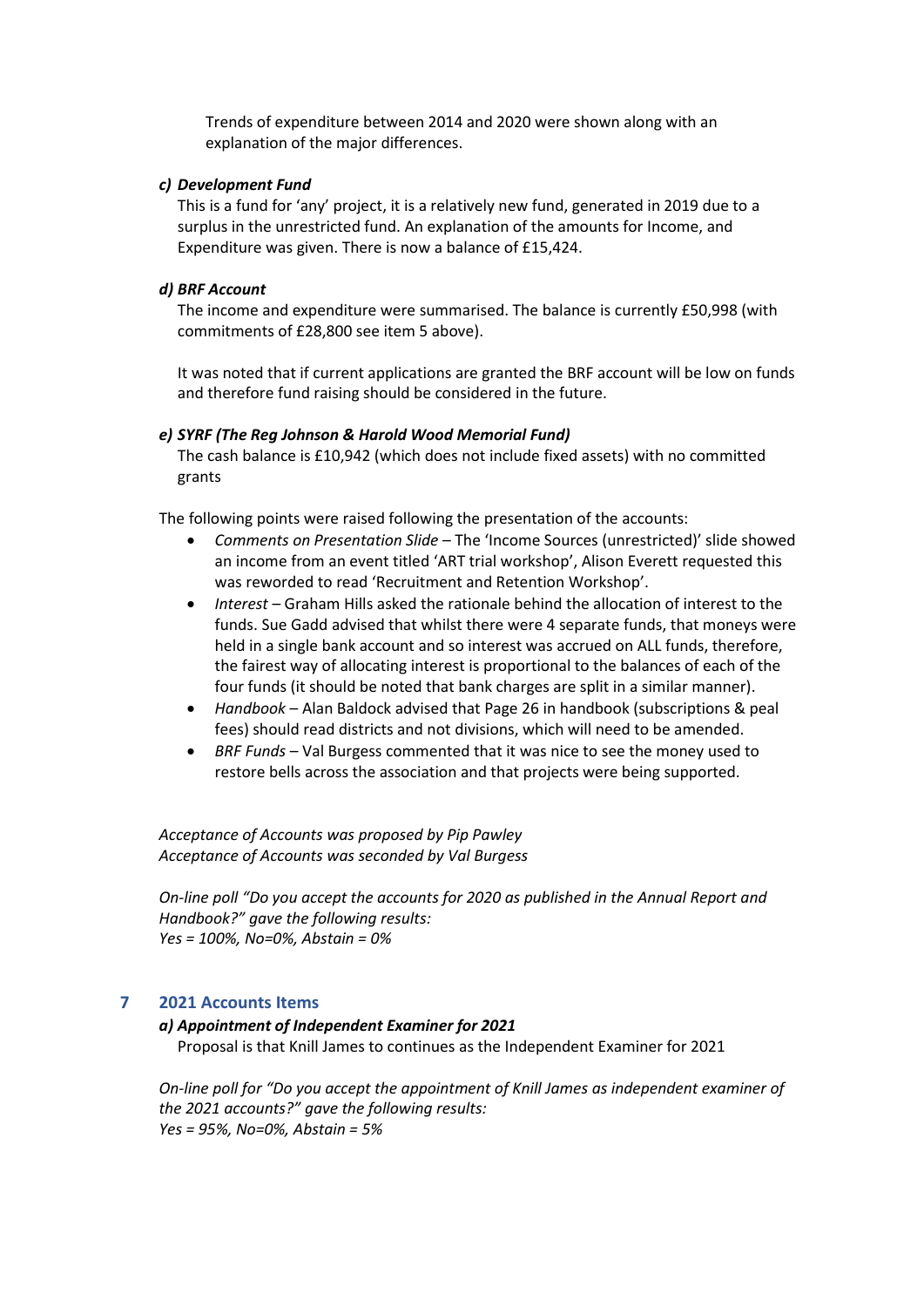Trends of expenditure between 2014 and 2020 were shown along with an explanation of the major differences.

***c) Development Fund***

This is a fund for 'any' project, it is a relatively new fund, generated in 2019 due to a surplus in the unrestricted fund. An explanation of the amounts for Income, and Expenditure was given. There is now a balance of £15,424.

***d) BRF Account***

The income and expenditure were summarised. The balance is currently £50,998 (with commitments of £28,800 see item 5 above).

It was noted that if current applications are granted the BRF account will be low on funds and therefore fund raising should be considered in the future.

***e) SYRF (The Reg Johnson & Harold Wood Memorial Fund)***

The cash balance is £10,942 (which does not include fixed assets) with no committed grants

The following points were raised following the presentation of the accounts:

- *Comments on Presentation Slide* – The 'Income Sources (unrestricted)' slide showed an income from an event titled 'ART trial workshop', Alison Everett requested this was reworded to read 'Recruitment and Retention Workshop'.
- *Interest* – Graham Hills asked the rationale behind the allocation of interest to the funds. Sue Gadd advised that whilst there were 4 separate funds, that moneys were held in a single bank account and so interest was accrued on ALL funds, therefore, the fairest way of allocating interest is proportional to the balances of each of the four funds (it should be noted that bank charges are split in a similar manner).
- *Handbook* – Alan Baldock advised that Page 26 in handbook (subscriptions & peal fees) should read districts and not divisions, which will need to be amended.
- *BRF Funds* – Val Burgess commented that it was nice to see the money used to restore bells across the association and that projects were being supported.

*Acceptance of Accounts was proposed by Pip Pawley*
*Acceptance of Accounts was seconded by Val Burgess*

*On-line poll "Do you accept the accounts for 2020 as published in the Annual Report and Handbook?" gave the following results:*
*Yes = 100%, No=0%, Abstain = 0%*

## 7 2021 Accounts Items

***a) Appointment of Independent Examiner for 2021***

Proposal is that Knill James to continues as the Independent Examiner for 2021

*On-line poll for "Do you accept the appointment of Knill James as independent examiner of the 2021 accounts?" gave the following results:*
*Yes = 95%, No=0%, Abstain = 5%*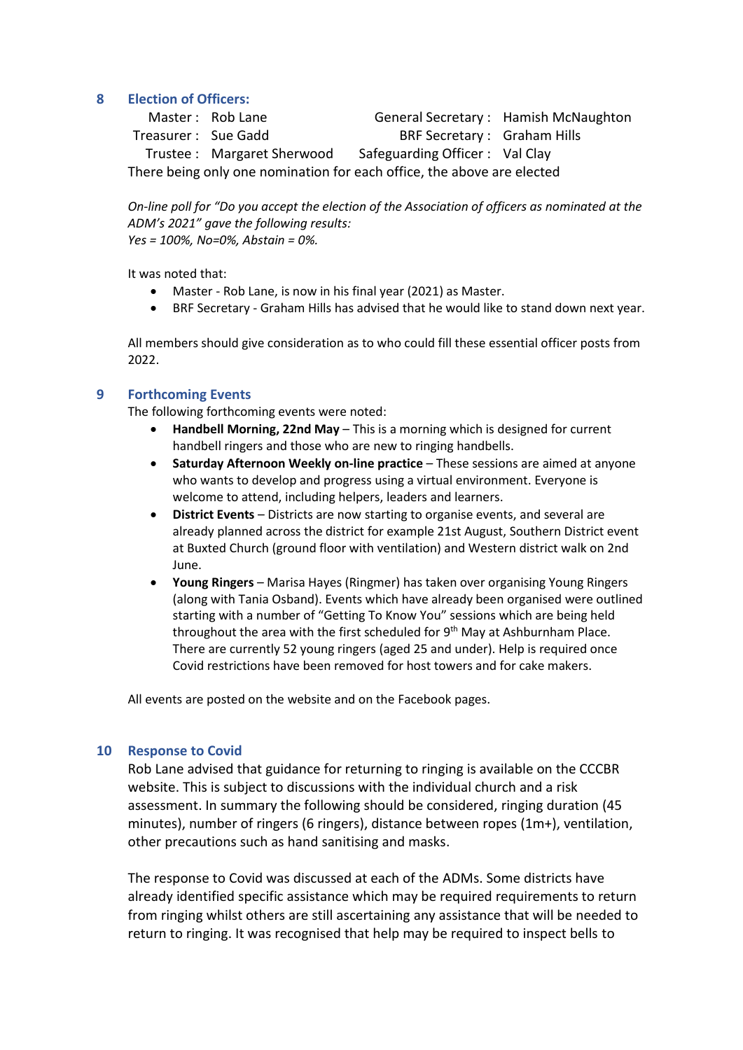## 8 Election of Officers:

| | | | |
|---|---|---|---|
| Master : | Rob Lane | General Secretary : | Hamish McNaughton |
| Treasurer : | Sue Gadd | BRF Secretary : | Graham Hills |
| Trustee : | Margaret Sherwood | Safeguarding Officer : | Val Clay |

There being only one nomination for each office, the above are elected

*On-line poll for "Do you accept the election of the Association of officers as nominated at the ADM's 2021" gave the following results:*
*Yes = 100%, No=0%, Abstain = 0%.*

It was noted that:

- Master - Rob Lane, is now in his final year (2021) as Master.
- BRF Secretary - Graham Hills has advised that he would like to stand down next year.

All members should give consideration as to who could fill these essential officer posts from 2022.

## 9 Forthcoming Events

The following forthcoming events were noted:

- **Handbell Morning, 22nd May** – This is a morning which is designed for current handbell ringers and those who are new to ringing handbells.
- **Saturday Afternoon Weekly on-line practice** – These sessions are aimed at anyone who wants to develop and progress using a virtual environment. Everyone is welcome to attend, including helpers, leaders and learners.
- **District Events** – Districts are now starting to organise events, and several are already planned across the district for example 21st August, Southern District event at Buxted Church (ground floor with ventilation) and Western district walk on 2nd June.
- **Young Ringers** – Marisa Hayes (Ringmer) has taken over organising Young Ringers (along with Tania Osband). Events which have already been organised were outlined starting with a number of "Getting To Know You" sessions which are being held throughout the area with the first scheduled for 9th May at Ashburnham Place. There are currently 52 young ringers (aged 25 and under). Help is required once Covid restrictions have been removed for host towers and for cake makers.

All events are posted on the website and on the Facebook pages.

## 10 Response to Covid

Rob Lane advised that guidance for returning to ringing is available on the CCCBR website. This is subject to discussions with the individual church and a risk assessment. In summary the following should be considered, ringing duration (45 minutes), number of ringers (6 ringers), distance between ropes (1m+), ventilation, other precautions such as hand sanitising and masks.

The response to Covid was discussed at each of the ADMs. Some districts have already identified specific assistance which may be required requirements to return from ringing whilst others are still ascertaining any assistance that will be needed to return to ringing. It was recognised that help may be required to inspect bells to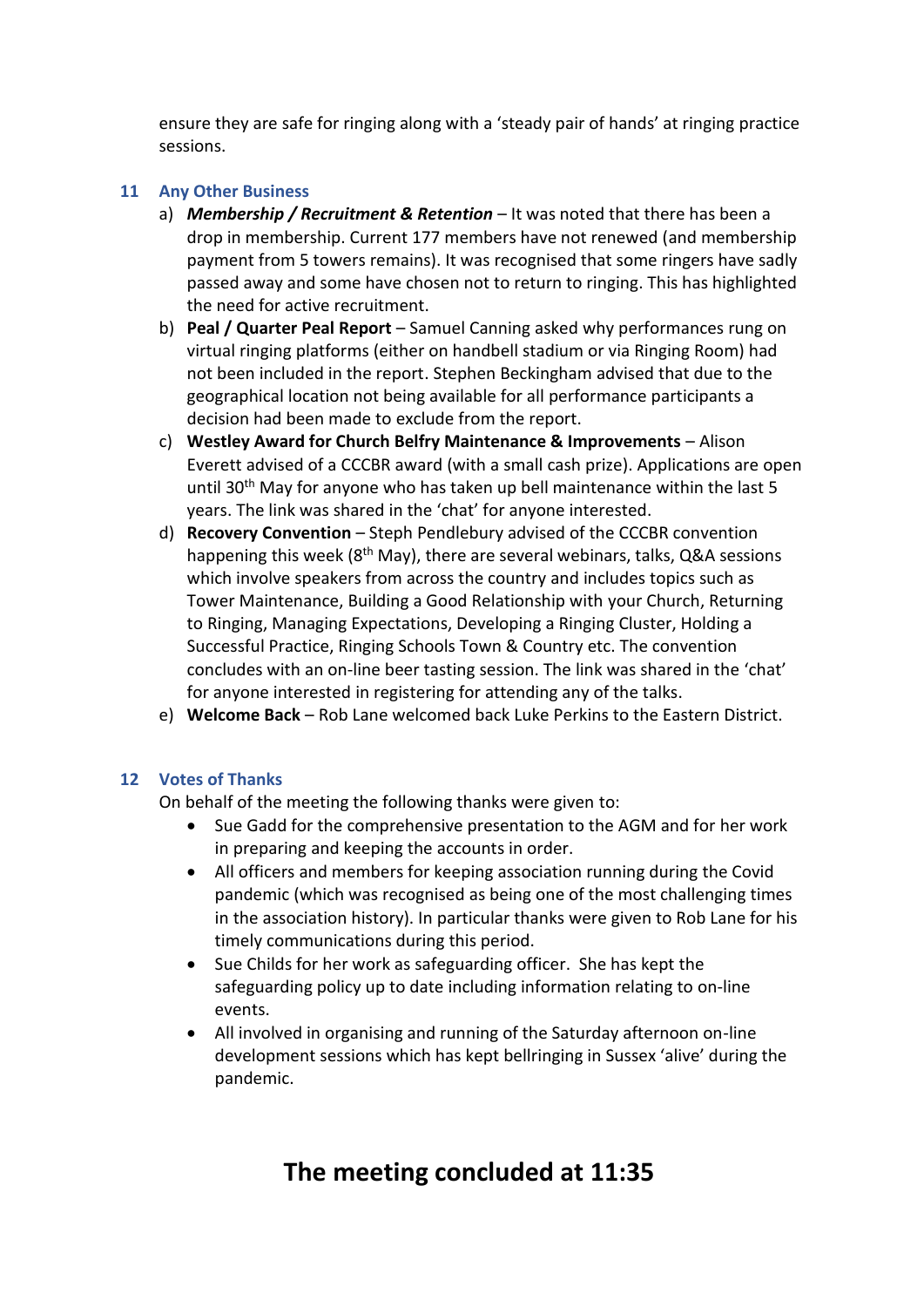ensure they are safe for ringing along with a 'steady pair of hands' at ringing practice sessions.

## 11 Any Other Business

a) ***Membership / Recruitment & Retention*** – It was noted that there has been a drop in membership. Current 177 members have not renewed (and membership payment from 5 towers remains). It was recognised that some ringers have sadly passed away and some have chosen not to return to ringing. This has highlighted the need for active recruitment.

b) **Peal / Quarter Peal Report** – Samuel Canning asked why performances rung on virtual ringing platforms (either on handbell stadium or via Ringing Room) had not been included in the report. Stephen Beckingham advised that due to the geographical location not being available for all performance participants a decision had been made to exclude from the report.

c) **Westley Award for Church Belfry Maintenance & Improvements** – Alison Everett advised of a CCCBR award (with a small cash prize). Applications are open until 30th May for anyone who has taken up bell maintenance within the last 5 years. The link was shared in the 'chat' for anyone interested.

d) **Recovery Convention** – Steph Pendlebury advised of the CCCBR convention happening this week (8th May), there are several webinars, talks, Q&A sessions which involve speakers from across the country and includes topics such as Tower Maintenance, Building a Good Relationship with your Church, Returning to Ringing, Managing Expectations, Developing a Ringing Cluster, Holding a Successful Practice, Ringing Schools Town & Country etc. The convention concludes with an on-line beer tasting session. The link was shared in the 'chat' for anyone interested in registering for attending any of the talks.

e) **Welcome Back** – Rob Lane welcomed back Luke Perkins to the Eastern District.

## 12 Votes of Thanks

On behalf of the meeting the following thanks were given to:

- Sue Gadd for the comprehensive presentation to the AGM and for her work in preparing and keeping the accounts in order.
- All officers and members for keeping association running during the Covid pandemic (which was recognised as being one of the most challenging times in the association history). In particular thanks were given to Rob Lane for his timely communications during this period.
- Sue Childs for her work as safeguarding officer. She has kept the safeguarding policy up to date including information relating to on-line events.
- All involved in organising and running of the Saturday afternoon on-line development sessions which has kept bellringing in Sussex 'alive' during the pandemic.

# The meeting concluded at 11:35